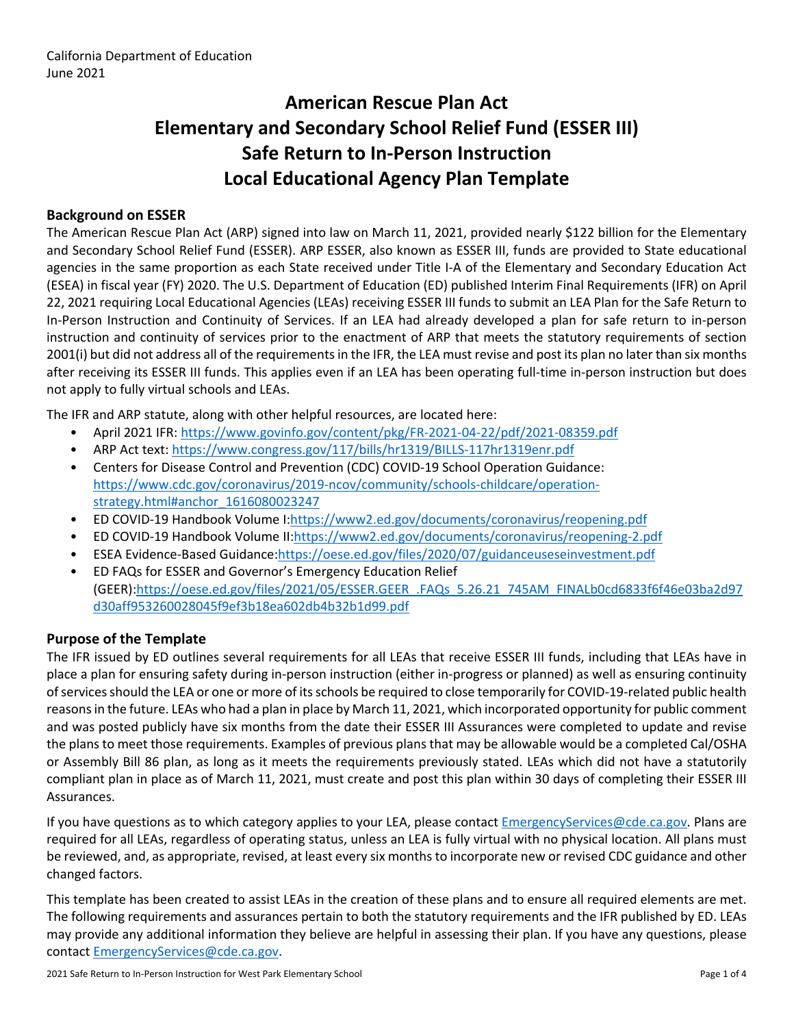California Department of Education
June 2021

# American Rescue Plan Act
# Elementary and Secondary School Relief Fund (ESSER III)
# Safe Return to In-Person Instruction
# Local Educational Agency Plan Template

## Background on ESSER

The American Rescue Plan Act (ARP) signed into law on March 11, 2021, provided nearly $122 billion for the Elementary and Secondary School Relief Fund (ESSER). ARP ESSER, also known as ESSER III, funds are provided to State educational agencies in the same proportion as each State received under Title I-A of the Elementary and Secondary Education Act (ESEA) in fiscal year (FY) 2020. The U.S. Department of Education (ED) published Interim Final Requirements (IFR) on April 22, 2021 requiring Local Educational Agencies (LEAs) receiving ESSER III funds to submit an LEA Plan for the Safe Return to In-Person Instruction and Continuity of Services. If an LEA had already developed a plan for safe return to in-person instruction and continuity of services prior to the enactment of ARP that meets the statutory requirements of section 2001(i) but did not address all of the requirements in the IFR, the LEA must revise and post its plan no later than six months after receiving its ESSER III funds. This applies even if an LEA has been operating full-time in-person instruction but does not apply to fully virtual schools and LEAs.

The IFR and ARP statute, along with other helpful resources, are located here:

- April 2021 IFR: https://www.govinfo.gov/content/pkg/FR-2021-04-22/pdf/2021-08359.pdf
- ARP Act text: https://www.congress.gov/117/bills/hr1319/BILLS-117hr1319enr.pdf
- Centers for Disease Control and Prevention (CDC) COVID-19 School Operation Guidance: https://www.cdc.gov/coronavirus/2019-ncov/community/schools-childcare/operation-strategy.html#anchor_1616080023247
- ED COVID-19 Handbook Volume I: https://www2.ed.gov/documents/coronavirus/reopening.pdf
- ED COVID-19 Handbook Volume II: https://www2.ed.gov/documents/coronavirus/reopening-2.pdf
- ESEA Evidence-Based Guidance: https://oese.ed.gov/files/2020/07/guidanceuseseinvestment.pdf
- ED FAQs for ESSER and Governor's Emergency Education Relief (GEER): https://oese.ed.gov/files/2021/05/ESSER.GEER_.FAQs_5.26.21_745AM_FINALb0cd6833f6f46e03ba2d97d30aff953260028045f9ef3b18ea602db4b32b1d99.pdf

## Purpose of the Template

The IFR issued by ED outlines several requirements for all LEAs that receive ESSER III funds, including that LEAs have in place a plan for ensuring safety during in-person instruction (either in-progress or planned) as well as ensuring continuity of services should the LEA or one or more of its schools be required to close temporarily for COVID-19-related public health reasons in the future. LEAs who had a plan in place by March 11, 2021, which incorporated opportunity for public comment and was posted publicly have six months from the date their ESSER III Assurances were completed to update and revise the plans to meet those requirements. Examples of previous plans that may be allowable would be a completed Cal/OSHA or Assembly Bill 86 plan, as long as it meets the requirements previously stated. LEAs which did not have a statutorily compliant plan in place as of March 11, 2021, must create and post this plan within 30 days of completing their ESSER III Assurances.

If you have questions as to which category applies to your LEA, please contact EmergencyServices@cde.ca.gov. Plans are required for all LEAs, regardless of operating status, unless an LEA is fully virtual with no physical location. All plans must be reviewed, and, as appropriate, revised, at least every six months to incorporate new or revised CDC guidance and other changed factors.

This template has been created to assist LEAs in the creation of these plans and to ensure all required elements are met. The following requirements and assurances pertain to both the statutory requirements and the IFR published by ED. LEAs may provide any additional information they believe are helpful in assessing their plan. If you have any questions, please contact EmergencyServices@cde.ca.gov.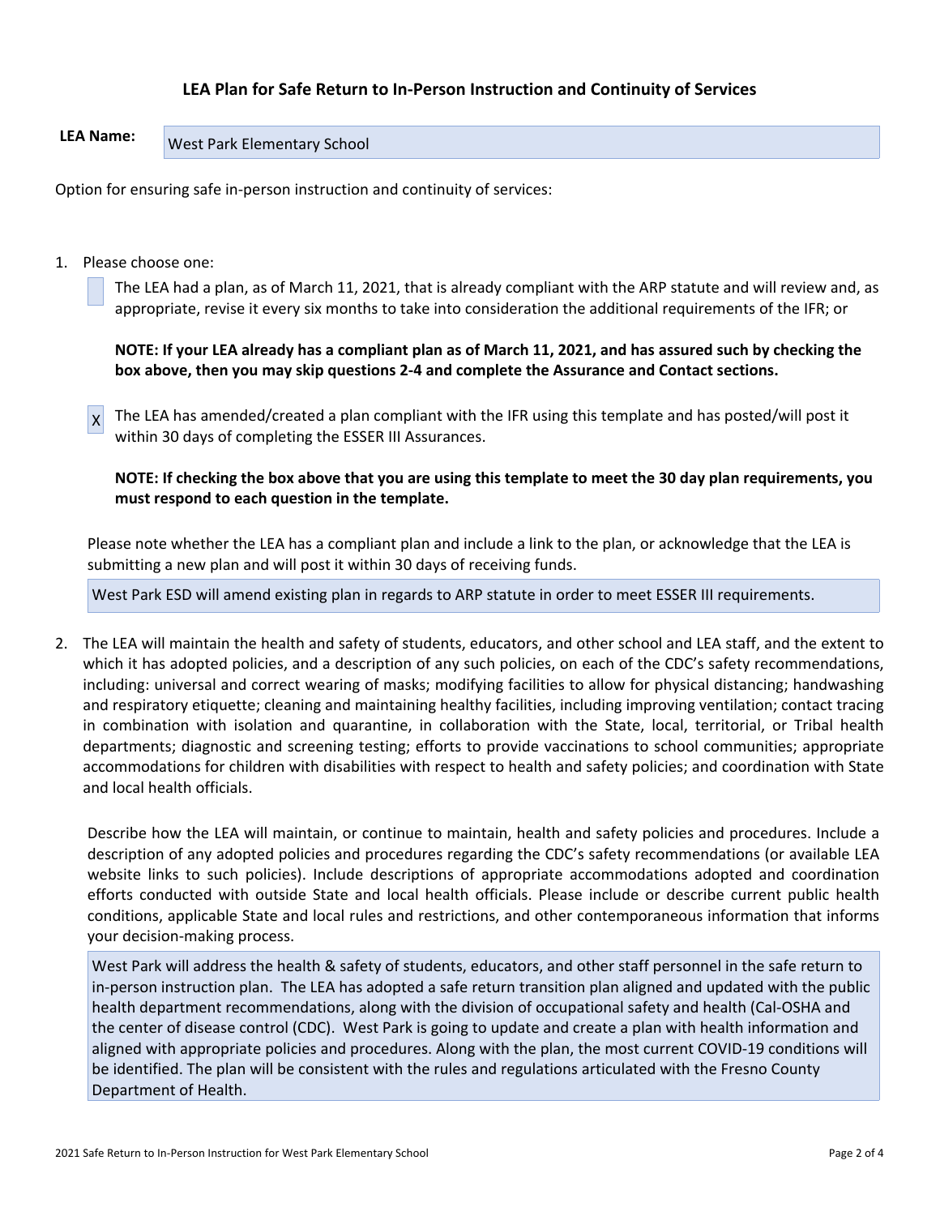# LEA Plan for Safe Return to In-Person Instruction and Continuity of Services

**LEA Name:** West Park Elementary School

Option for ensuring safe in-person instruction and continuity of services:

1. Please choose one:

   [ ] The LEA had a plan, as of March 11, 2021, that is already compliant with the ARP statute and will review and, as appropriate, revise it every six months to take into consideration the additional requirements of the IFR; or

   **NOTE: If your LEA already has a compliant plan as of March 11, 2021, and has assured such by checking the box above, then you may skip questions 2-4 and complete the Assurance and Contact sections.**

   [X] The LEA has amended/created a plan compliant with the IFR using this template and has posted/will post it within 30 days of completing the ESSER III Assurances.

   **NOTE: If checking the box above that you are using this template to meet the 30 day plan requirements, you must respond to each question in the template.**

   Please note whether the LEA has a compliant plan and include a link to the plan, or acknowledge that the LEA is submitting a new plan and will post it within 30 days of receiving funds.

   West Park ESD will amend existing plan in regards to ARP statute in order to meet ESSER III requirements.

2. The LEA will maintain the health and safety of students, educators, and other school and LEA staff, and the extent to which it has adopted policies, and a description of any such policies, on each of the CDC's safety recommendations, including: universal and correct wearing of masks; modifying facilities to allow for physical distancing; handwashing and respiratory etiquette; cleaning and maintaining healthy facilities, including improving ventilation; contact tracing in combination with isolation and quarantine, in collaboration with the State, local, territorial, or Tribal health departments; diagnostic and screening testing; efforts to provide vaccinations to school communities; appropriate accommodations for children with disabilities with respect to health and safety policies; and coordination with State and local health officials.

   Describe how the LEA will maintain, or continue to maintain, health and safety policies and procedures. Include a description of any adopted policies and procedures regarding the CDC's safety recommendations (or available LEA website links to such policies). Include descriptions of appropriate accommodations adopted and coordination efforts conducted with outside State and local health officials. Please include or describe current public health conditions, applicable State and local rules and restrictions, and other contemporaneous information that informs your decision-making process.

   West Park will address the health & safety of students, educators, and other staff personnel in the safe return to in-person instruction plan. The LEA has adopted a safe return transition plan aligned and updated with the public health department recommendations, along with the division of occupational safety and health (Cal-OSHA and the center of disease control (CDC). West Park is going to update and create a plan with health information and aligned with appropriate policies and procedures. Along with the plan, the most current COVID-19 conditions will be identified. The plan will be consistent with the rules and regulations articulated with the Fresno County Department of Health.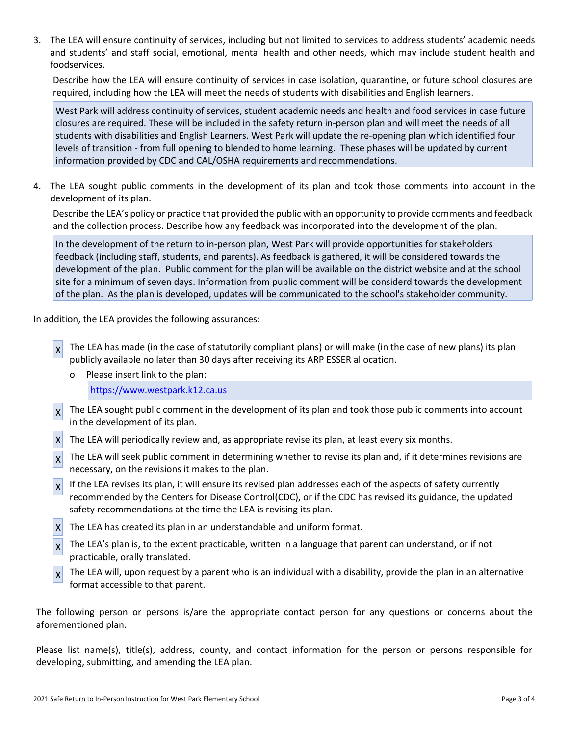3. The LEA will ensure continuity of services, including but not limited to services to address students' academic needs and students' and staff social, emotional, mental health and other needs, which may include student health and foodservices.

   Describe how the LEA will ensure continuity of services in case isolation, quarantine, or future school closures are required, including how the LEA will meet the needs of students with disabilities and English learners.

   West Park will address continuity of services, student academic needs and health and food services in case future closures are required. These will be included in the safety return in-person plan and will meet the needs of all students with disabilities and English Learners. West Park will update the re-opening plan which identified four levels of transition - from full opening to blended to home learning. These phases will be updated by current information provided by CDC and CAL/OSHA requirements and recommendations.

4. The LEA sought public comments in the development of its plan and took those comments into account in the development of its plan.

   Describe the LEA's policy or practice that provided the public with an opportunity to provide comments and feedback and the collection process. Describe how any feedback was incorporated into the development of the plan.

   In the development of the return to in-person plan, West Park will provide opportunities for stakeholders feedback (including staff, students, and parents). As feedback is gathered, it will be considered towards the development of the plan. Public comment for the plan will be available on the district website and at the school site for a minimum of seven days. Information from public comment will be considerd towards the development of the plan. As the plan is developed, updates will be communicated to the school's stakeholder community.

In addition, the LEA provides the following assurances:

- X The LEA has made (in the case of statutorily compliant plans) or will make (in the case of new plans) its plan publicly available no later than 30 days after receiving its ARP ESSER allocation.
  - Please insert link to the plan:

    https://www.westpark.k12.ca.us
- X The LEA sought public comment in the development of its plan and took those public comments into account in the development of its plan.
- X The LEA will periodically review and, as appropriate revise its plan, at least every six months.
- X The LEA will seek public comment in determining whether to revise its plan and, if it determines revisions are necessary, on the revisions it makes to the plan.
- X If the LEA revises its plan, it will ensure its revised plan addresses each of the aspects of safety currently recommended by the Centers for Disease Control(CDC), or if the CDC has revised its guidance, the updated safety recommendations at the time the LEA is revising its plan.
- X The LEA has created its plan in an understandable and uniform format.
- X The LEA's plan is, to the extent practicable, written in a language that parent can understand, or if not practicable, orally translated.
- X The LEA will, upon request by a parent who is an individual with a disability, provide the plan in an alternative format accessible to that parent.

The following person or persons is/are the appropriate contact person for any questions or concerns about the aforementioned plan.

Please list name(s), title(s), address, county, and contact information for the person or persons responsible for developing, submitting, and amending the LEA plan.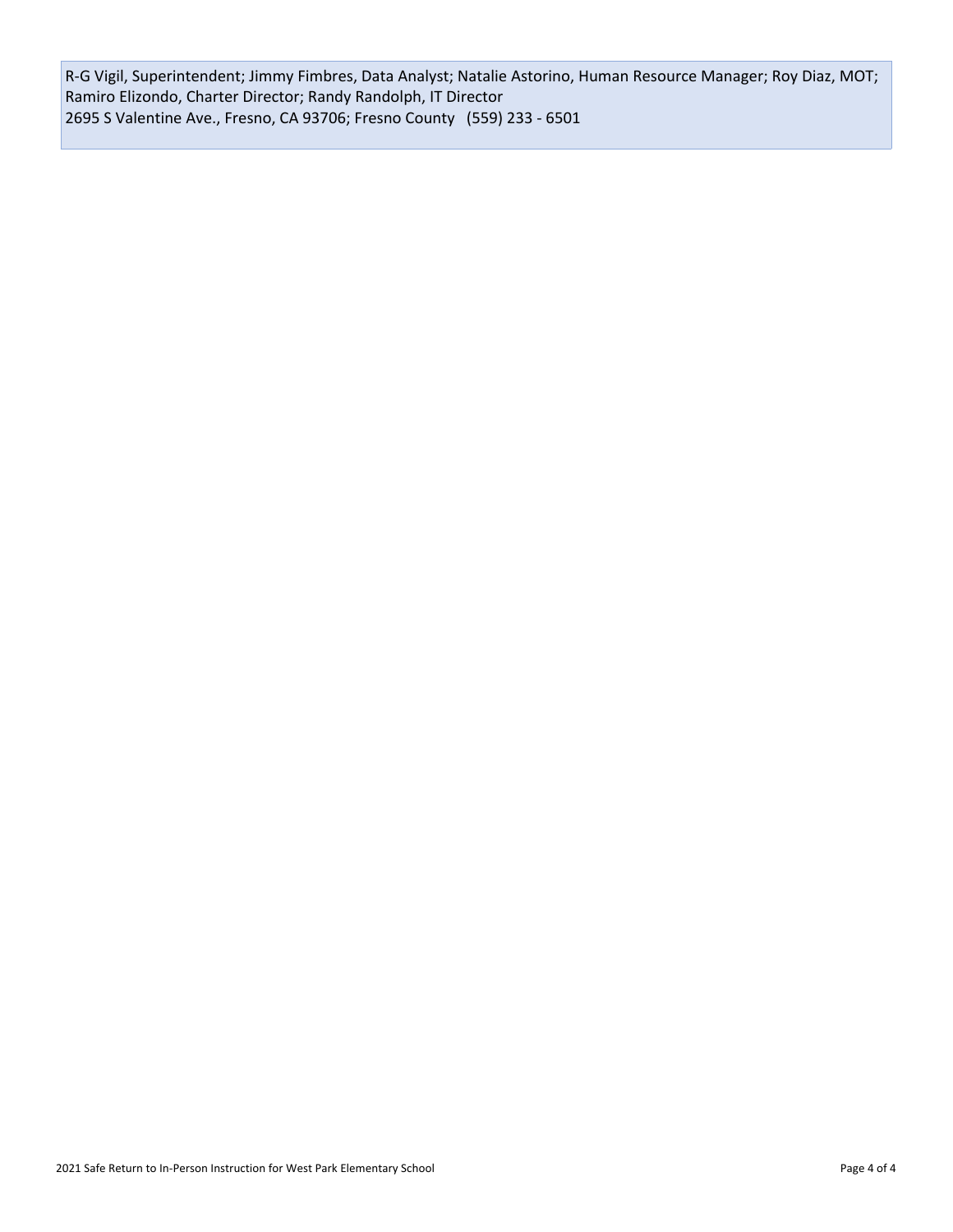R-G Vigil, Superintendent; Jimmy Fimbres, Data Analyst; Natalie Astorino, Human Resource Manager; Roy Diaz, MOT; Ramiro Elizondo, Charter Director; Randy Randolph, IT Director
2695 S Valentine Ave., Fresno, CA 93706; Fresno County (559) 233 - 6501